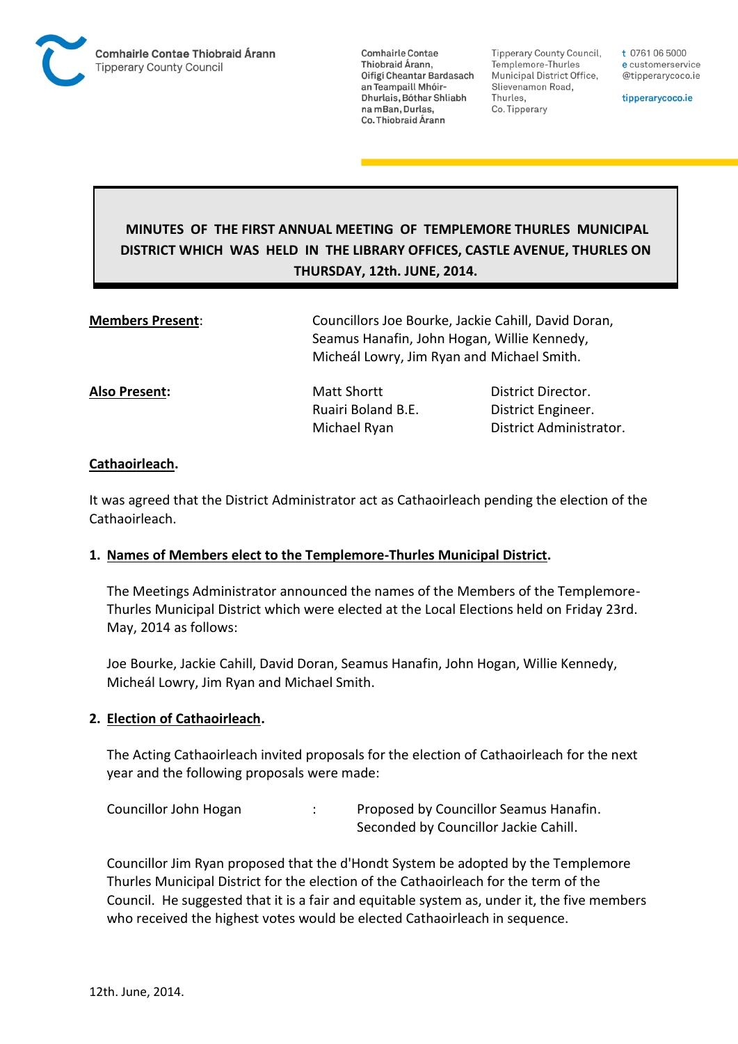Comhairle Contae Thiobraid Árann
Tipperary County Council

Comhairle Contae Thiobraid Árann, Oifigí Cheantar Bardasach an Teampaill Mhóir-Dhurlais, Bóthar Shliabh na mBan, Durlas, Co. Thiobraid Árann

Tipperary County Council, Templemore-Thurles Municipal District Office, Slievenamon Road, Thurles, Co. Tipperary

t 0761 06 5000
e customerservice @tipperarycoco.ie

tipperarycoco.ie

# MINUTES OF THE FIRST ANNUAL MEETING OF TEMPLEMORE THURLES MUNICIPAL DISTRICT WHICH WAS HELD IN THE LIBRARY OFFICES, CASTLE AVENUE, THURLES ON THURSDAY, 12th. JUNE, 2014.

| | | |
|---|---|---|
| **Members Present**: | Councillors Joe Bourke, Jackie Cahill, David Doran, Seamus Hanafin, John Hogan, Willie Kennedy, Micheál Lowry, Jim Ryan and Michael Smith. | |
| **Also Present:** | Matt Shortt | District Director. |
| | Ruairi Boland B.E. | District Engineer. |
| | Michael Ryan | District Administrator. |

**Cathaoirleach.**

It was agreed that the District Administrator act as Cathaoirleach pending the election of the Cathaoirleach.

**1. Names of Members elect to the Templemore-Thurles Municipal District.**

The Meetings Administrator announced the names of the Members of the Templemore-Thurles Municipal District which were elected at the Local Elections held on Friday 23rd. May, 2014 as follows:

Joe Bourke, Jackie Cahill, David Doran, Seamus Hanafin, John Hogan, Willie Kennedy, Micheál Lowry, Jim Ryan and Michael Smith.

**2. Election of Cathaoirleach.**

The Acting Cathaoirleach invited proposals for the election of Cathaoirleach for the next year and the following proposals were made:

Councillor John Hogan : Proposed by Councillor Seamus Hanafin.
Seconded by Councillor Jackie Cahill.

Councillor Jim Ryan proposed that the d'Hondt System be adopted by the Templemore Thurles Municipal District for the election of the Cathaoirleach for the term of the Council. He suggested that it is a fair and equitable system as, under it, the five members who received the highest votes would be elected Cathaoirleach in sequence.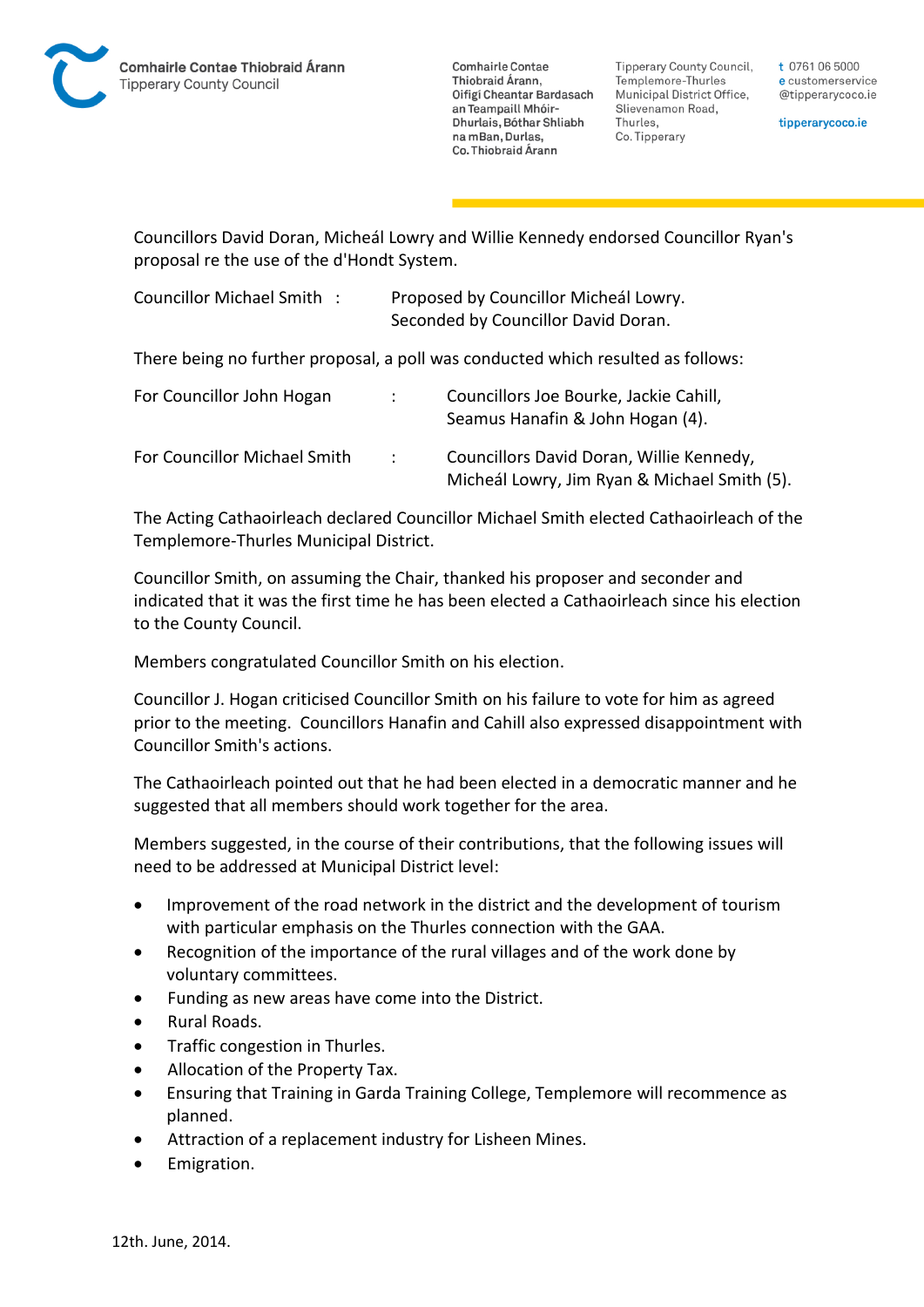Councillors David Doran, Micheál Lowry and Willie Kennedy endorsed Councillor Ryan's proposal re the use of the d'Hondt System.

Councillor Michael Smith : Proposed by Councillor Micheál Lowry. Seconded by Councillor David Doran.

There being no further proposal, a poll was conducted which resulted as follows:

For Councillor John Hogan : Councillors Joe Bourke, Jackie Cahill, Seamus Hanafin & John Hogan (4).

For Councillor Michael Smith : Councillors David Doran, Willie Kennedy, Micheál Lowry, Jim Ryan & Michael Smith (5).

The Acting Cathaoirleach declared Councillor Michael Smith elected Cathaoirleach of the Templemore-Thurles Municipal District.

Councillor Smith, on assuming the Chair, thanked his proposer and seconder and indicated that it was the first time he has been elected a Cathaoirleach since his election to the County Council.

Members congratulated Councillor Smith on his election.

Councillor J. Hogan criticised Councillor Smith on his failure to vote for him as agreed prior to the meeting. Councillors Hanafin and Cahill also expressed disappointment with Councillor Smith's actions.

The Cathaoirleach pointed out that he had been elected in a democratic manner and he suggested that all members should work together for the area.

Members suggested, in the course of their contributions, that the following issues will need to be addressed at Municipal District level:

- Improvement of the road network in the district and the development of tourism with particular emphasis on the Thurles connection with the GAA.
- Recognition of the importance of the rural villages and of the work done by voluntary committees.
- Funding as new areas have come into the District.
- Rural Roads.
- Traffic congestion in Thurles.
- Allocation of the Property Tax.
- Ensuring that Training in Garda Training College, Templemore will recommence as planned.
- Attraction of a replacement industry for Lisheen Mines.
- Emigration.

12th. June, 2014.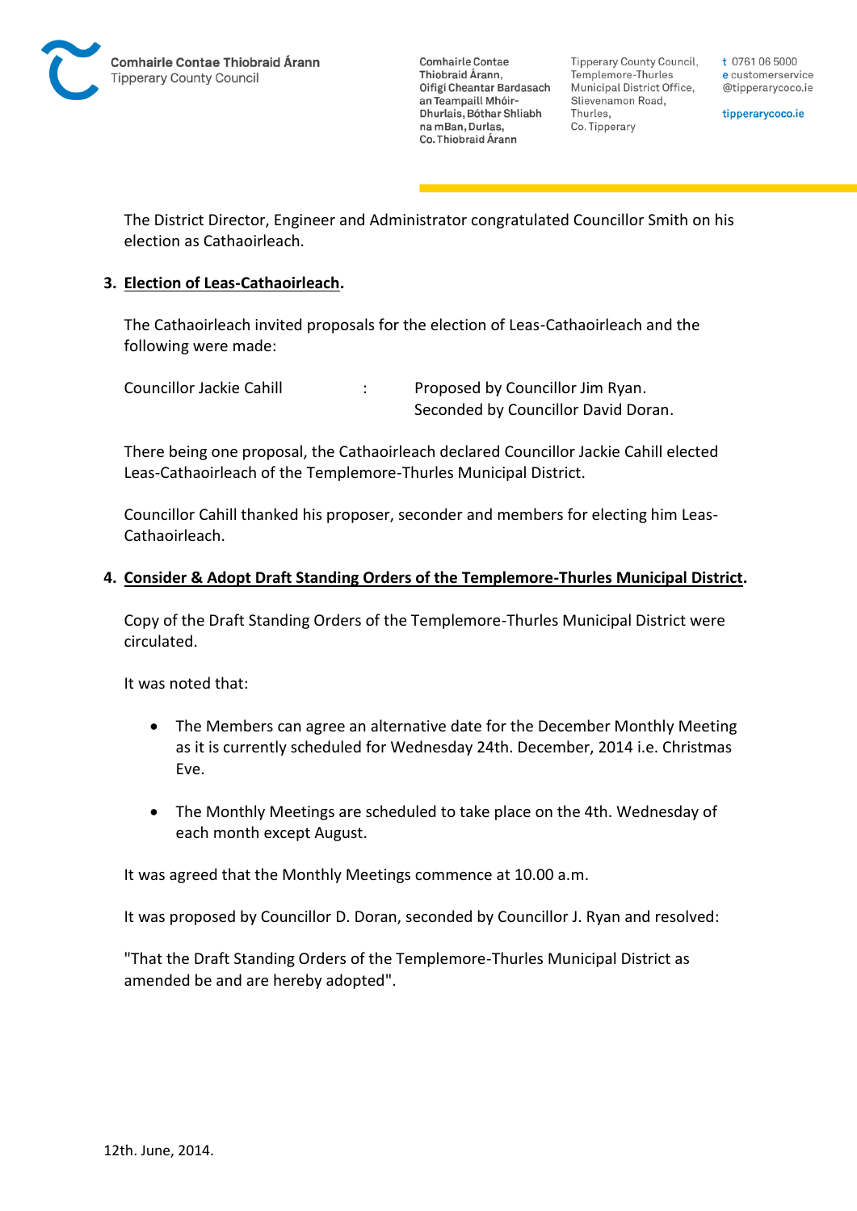The District Director, Engineer and Administrator congratulated Councillor Smith on his election as Cathaoirleach.

3. **Election of Leas-Cathaoirleach.**

The Cathaoirleach invited proposals for the election of Leas-Cathaoirleach and the following were made:

Councillor Jackie Cahill : Proposed by Councillor Jim Ryan.
Seconded by Councillor David Doran.

There being one proposal, the Cathaoirleach declared Councillor Jackie Cahill elected Leas-Cathaoirleach of the Templemore-Thurles Municipal District.

Councillor Cahill thanked his proposer, seconder and members for electing him Leas-Cathaoirleach.

4. **Consider & Adopt Draft Standing Orders of the Templemore-Thurles Municipal District.**

Copy of the Draft Standing Orders of the Templemore-Thurles Municipal District were circulated.

It was noted that:

- The Members can agree an alternative date for the December Monthly Meeting as it is currently scheduled for Wednesday 24th. December, 2014 i.e. Christmas Eve.
- The Monthly Meetings are scheduled to take place on the 4th. Wednesday of each month except August.

It was agreed that the Monthly Meetings commence at 10.00 a.m.

It was proposed by Councillor D. Doran, seconded by Councillor J. Ryan and resolved:

"That the Draft Standing Orders of the Templemore-Thurles Municipal District as amended be and are hereby adopted".

12th. June, 2014.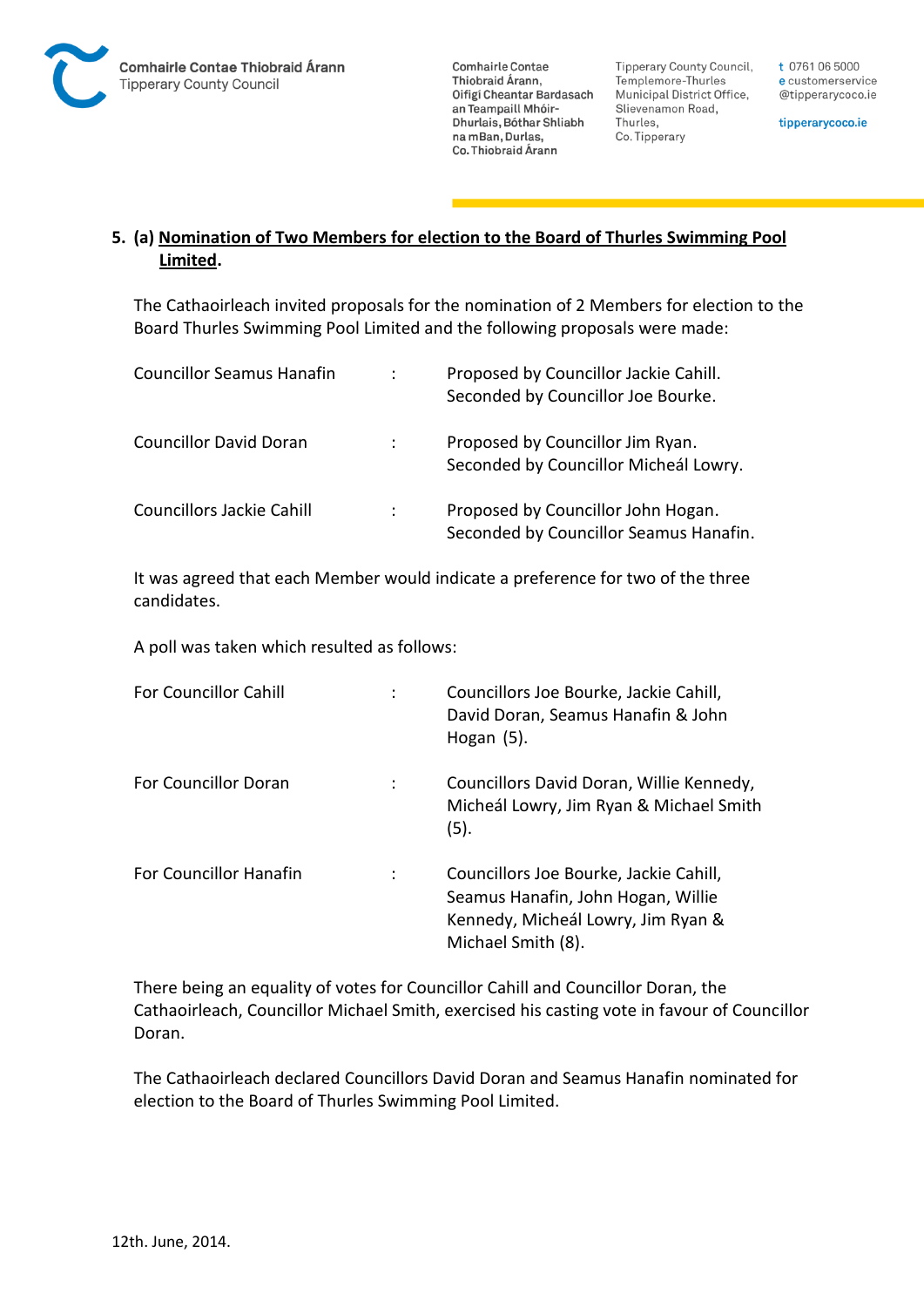**5. (a) <u>Nomination of Two Members for election to the Board of Thurles Swimming Pool Limited</u>.**

The Cathaoirleach invited proposals for the nomination of 2 Members for election to the Board Thurles Swimming Pool Limited and the following proposals were made:

| | | |
|---|---|---|
| Councillor Seamus Hanafin | : | Proposed by Councillor Jackie Cahill. Seconded by Councillor Joe Bourke. |
| Councillor David Doran | : | Proposed by Councillor Jim Ryan. Seconded by Councillor Micheál Lowry. |
| Councillors Jackie Cahill | : | Proposed by Councillor John Hogan. Seconded by Councillor Seamus Hanafin. |

It was agreed that each Member would indicate a preference for two of the three candidates.

A poll was taken which resulted as follows:

| | | |
|---|---|---|
| For Councillor Cahill | : | Councillors Joe Bourke, Jackie Cahill, David Doran, Seamus Hanafin & John Hogan (5). |
| For Councillor Doran | : | Councillors David Doran, Willie Kennedy, Micheál Lowry, Jim Ryan & Michael Smith (5). |
| For Councillor Hanafin | : | Councillors Joe Bourke, Jackie Cahill, Seamus Hanafin, John Hogan, Willie Kennedy, Micheál Lowry, Jim Ryan & Michael Smith (8). |

There being an equality of votes for Councillor Cahill and Councillor Doran, the Cathaoirleach, Councillor Michael Smith, exercised his casting vote in favour of Councillor Doran.

The Cathaoirleach declared Councillors David Doran and Seamus Hanafin nominated for election to the Board of Thurles Swimming Pool Limited.

12th. June, 2014.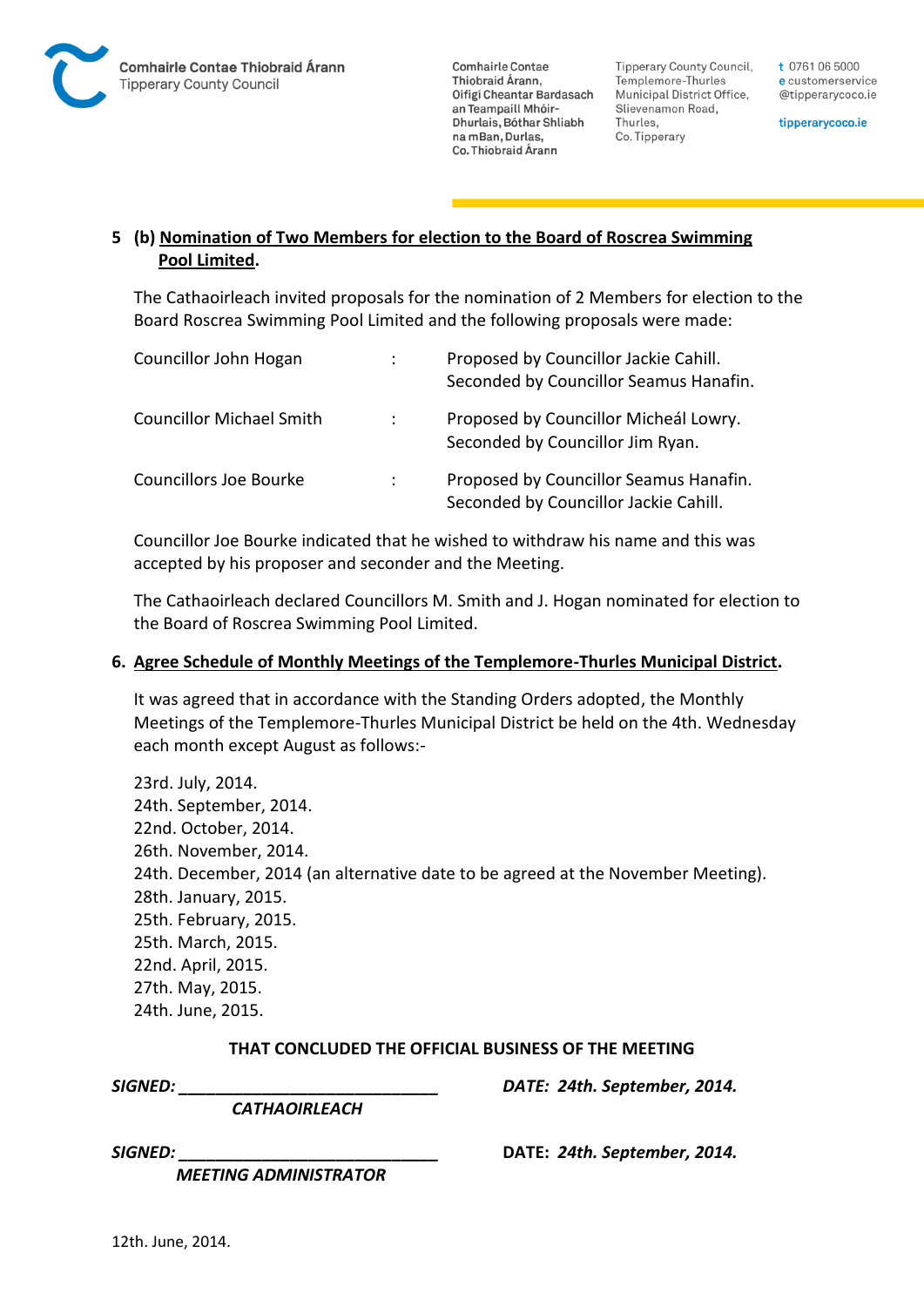**5 (b) Nomination of Two Members for election to the Board of Roscrea Swimming Pool Limited.**

The Cathaoirleach invited proposals for the nomination of 2 Members for election to the Board Roscrea Swimming Pool Limited and the following proposals were made:

| | | |
|---|---|---|
| Councillor John Hogan | : | Proposed by Councillor Jackie Cahill. Seconded by Councillor Seamus Hanafin. |
| Councillor Michael Smith | : | Proposed by Councillor Micheál Lowry. Seconded by Councillor Jim Ryan. |
| Councillors Joe Bourke | : | Proposed by Councillor Seamus Hanafin. Seconded by Councillor Jackie Cahill. |

Councillor Joe Bourke indicated that he wished to withdraw his name and this was accepted by his proposer and seconder and the Meeting.

The Cathaoirleach declared Councillors M. Smith and J. Hogan nominated for election to the Board of Roscrea Swimming Pool Limited.

**6. Agree Schedule of Monthly Meetings of the Templemore-Thurles Municipal District.**

It was agreed that in accordance with the Standing Orders adopted, the Monthly Meetings of the Templemore-Thurles Municipal District be held on the 4th. Wednesday each month except August as follows:-

23rd. July, 2014.
24th. September, 2014.
22nd. October, 2014.
26th. November, 2014.
24th. December, 2014 (an alternative date to be agreed at the November Meeting).
28th. January, 2015.
25th. February, 2015.
25th. March, 2015.
22nd. April, 2015.
27th. May, 2015.
24th. June, 2015.

**THAT CONCLUDED THE OFFICIAL BUSINESS OF THE MEETING**

***SIGNED: \_\_\_\_\_\_\_\_\_\_\_\_\_\_\_\_\_\_\_\_\_\_\_\_\_\_\_\_\_*** ***DATE: 24th. September, 2014.***
***CATHAOIRLEACH***

***SIGNED: \_\_\_\_\_\_\_\_\_\_\_\_\_\_\_\_\_\_\_\_\_\_\_\_\_\_\_\_\_*** **DATE:** ***24th. September, 2014.***
***MEETING ADMINISTRATOR***

12th. June, 2014.